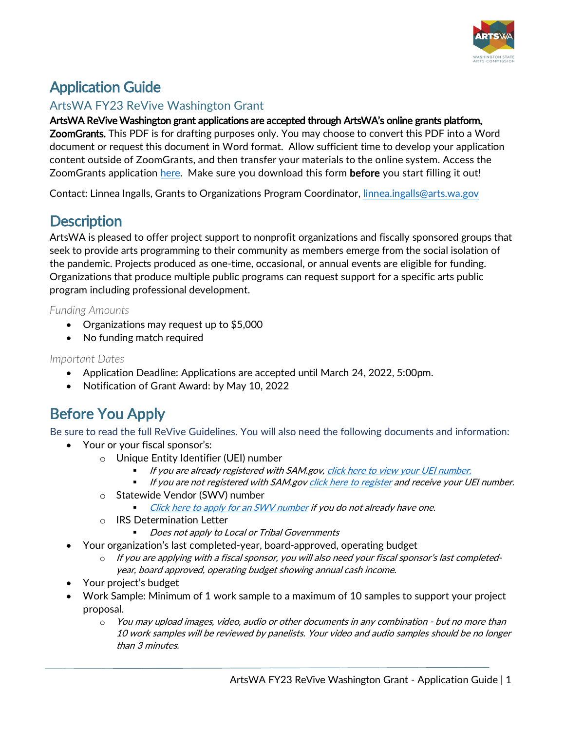# Application Guide

## ArtsWA FY23 ReVive Washington Grant

**ArtsWA ReVive Washington grant applications are accepted through ArtsWA's online grants platform, ZoomGrants.** This PDF is for drafting purposes only. You may choose to convert this PDF into a Word document or request this document in Word format. Allow sufficient time to develop your application content outside of ZoomGrants, and then transfer your materials to the online system. Access the ZoomGrants application here. Make sure you download this form **before** you start filling it out!

Contact: Linnea Ingalls, Grants to Organizations Program Coordinator, linnea.ingalls@arts.wa.gov

# Description

ArtsWA is pleased to offer project support to nonprofit organizations and fiscally sponsored groups that seek to provide arts programming to their community as members emerge from the social isolation of the pandemic. Projects produced as one-time, occasional, or annual events are eligible for funding. Organizations that produce multiple public programs can request support for a specific arts public program including professional development.

*Funding Amounts*

- Organizations may request up to $5,000
- No funding match required

*Important Dates*

- Application Deadline: Applications are accepted until March 24, 2022, 5:00pm.
- Notification of Grant Award: by May 10, 2022

# Before You Apply

Be sure to read the full ReVive Guidelines. You will also need the following documents and information:

- Your or your fiscal sponsor's:
  - Unique Entity Identifier (UEI) number
    - *If you are already registered with SAM.gov, click here to view your UEI number.*
    - *If you are not registered with SAM.gov click here to register and receive your UEI number.*
  - Statewide Vendor (SWV) number
    - *Click here to apply for an SWV number if you do not already have one.*
  - IRS Determination Letter
    - *Does not apply to Local or Tribal Governments*
- Your organization's last completed-year, board-approved, operating budget
  - *If you are applying with a fiscal sponsor, you will also need your fiscal sponsor's last completed-year, board approved, operating budget showing annual cash income.*
- Your project's budget
- Work Sample: Minimum of 1 work sample to a maximum of 10 samples to support your project proposal.
  - *You may upload images, video, audio or other documents in any combination - but no more than 10 work samples will be reviewed by panelists. Your video and audio samples should be no longer than 3 minutes.*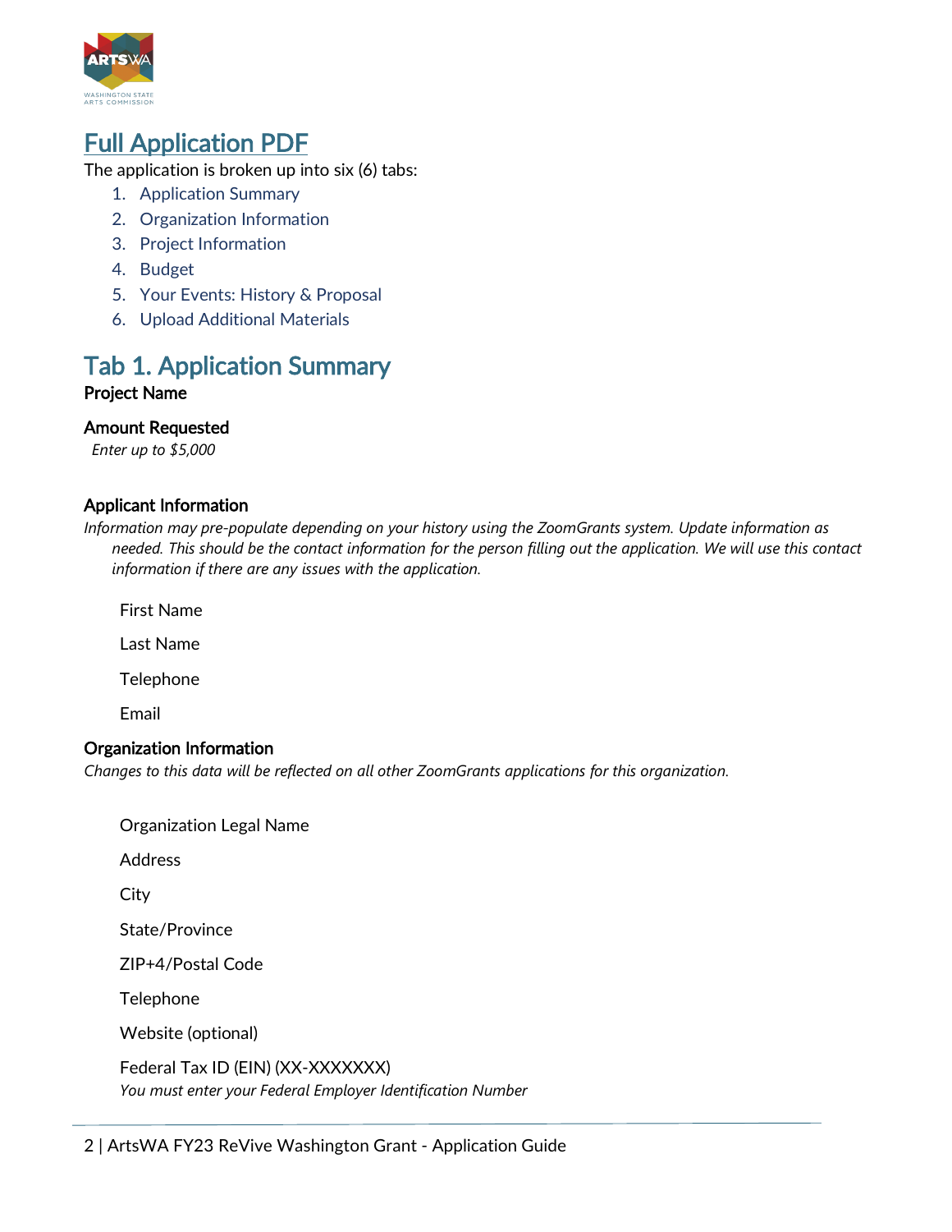## Full Application PDF

The application is broken up into six (6) tabs:

1. Application Summary
2. Organization Information
3. Project Information
4. Budget
5. Your Events: History & Proposal
6. Upload Additional Materials

## Tab 1. Application Summary

### Project Name

### Amount Requested

*Enter up to $5,000*

### Applicant Information

*Information may pre-populate depending on your history using the ZoomGrants system. Update information as needed. This should be the contact information for the person filling out the application. We will use this contact information if there are any issues with the application.*

First Name

Last Name

Telephone

Email

### Organization Information

*Changes to this data will be reflected on all other ZoomGrants applications for this organization.*

Organization Legal Name

Address

City

State/Province

ZIP+4/Postal Code

Telephone

Website (optional)

Federal Tax ID (EIN) (XX-XXXXXXX)
*You must enter your Federal Employer Identification Number*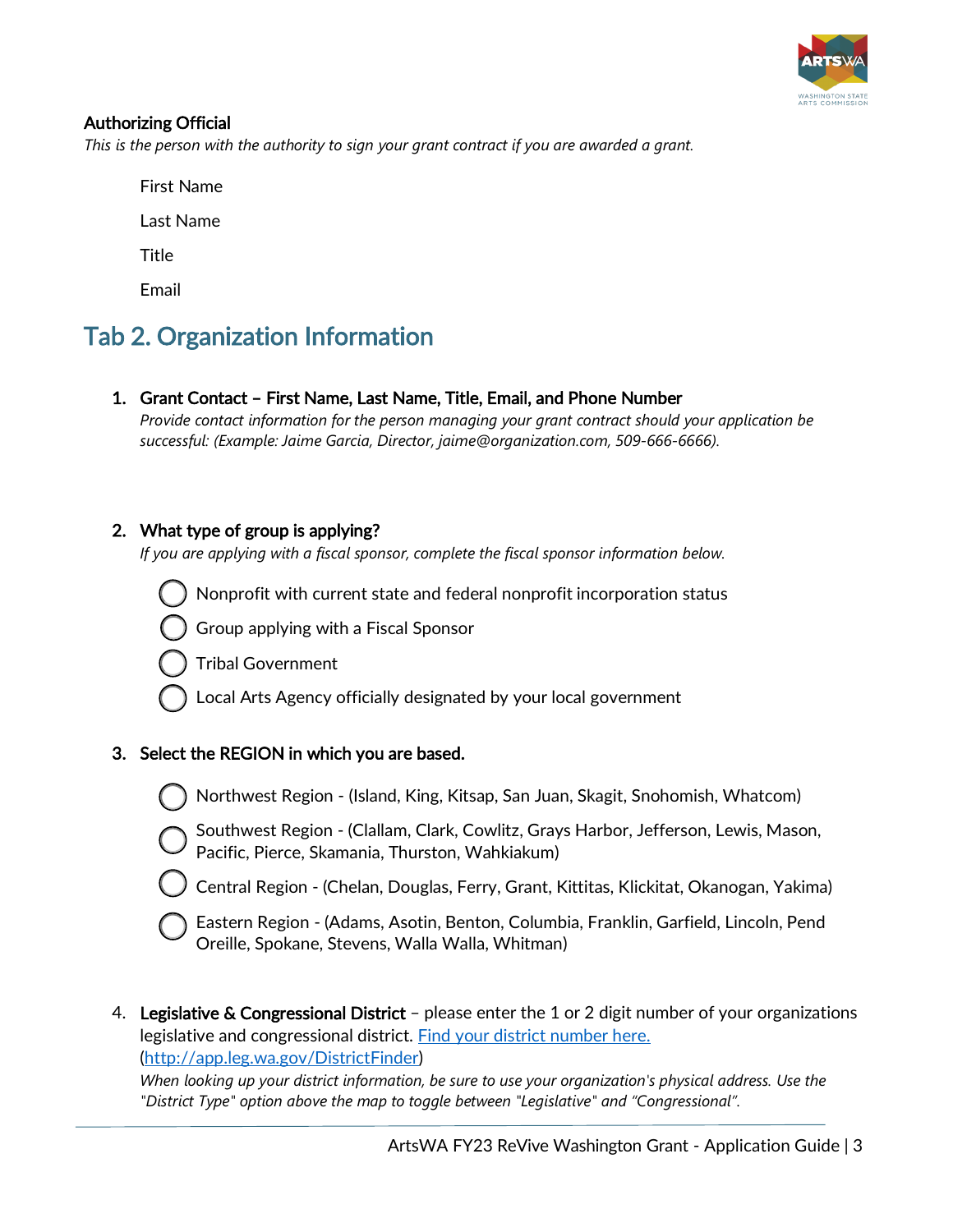**Authorizing Official**

*This is the person with the authority to sign your grant contract if you are awarded a grant.*

First Name

Last Name

Title

Email

## Tab 2. Organization Information

1. **Grant Contact – First Name, Last Name, Title, Email, and Phone Number**
   *Provide contact information for the person managing your grant contract should your application be successful: (Example: Jaime Garcia, Director, jaime@organization.com, 509-666-6666).*

2. **What type of group is applying?**
   *If you are applying with a fiscal sponsor, complete the fiscal sponsor information below.*

   - ◯ Nonprofit with current state and federal nonprofit incorporation status
   - ◯ Group applying with a Fiscal Sponsor
   - ◯ Tribal Government
   - ◯ Local Arts Agency officially designated by your local government

3. **Select the REGION in which you are based.**

   - ◯ Northwest Region - (Island, King, Kitsap, San Juan, Skagit, Snohomish, Whatcom)
   - ◯ Southwest Region - (Clallam, Clark, Cowlitz, Grays Harbor, Jefferson, Lewis, Mason, Pacific, Pierce, Skamania, Thurston, Wahkiakum)
   - ◯ Central Region - (Chelan, Douglas, Ferry, Grant, Kittitas, Klickitat, Okanogan, Yakima)
   - ◯ Eastern Region - (Adams, Asotin, Benton, Columbia, Franklin, Garfield, Lincoln, Pend Oreille, Spokane, Stevens, Walla Walla, Whitman)

4. **Legislative & Congressional District** – please enter the 1 or 2 digit number of your organizations legislative and congressional district. [Find your district number here.](http://app.leg.wa.gov/DistrictFinder) ([http://app.leg.wa.gov/DistrictFinder](http://app.leg.wa.gov/DistrictFinder))
   *When looking up your district information, be sure to use your organization's physical address. Use the "District Type" option above the map to toggle between "Legislative" and "Congressional".*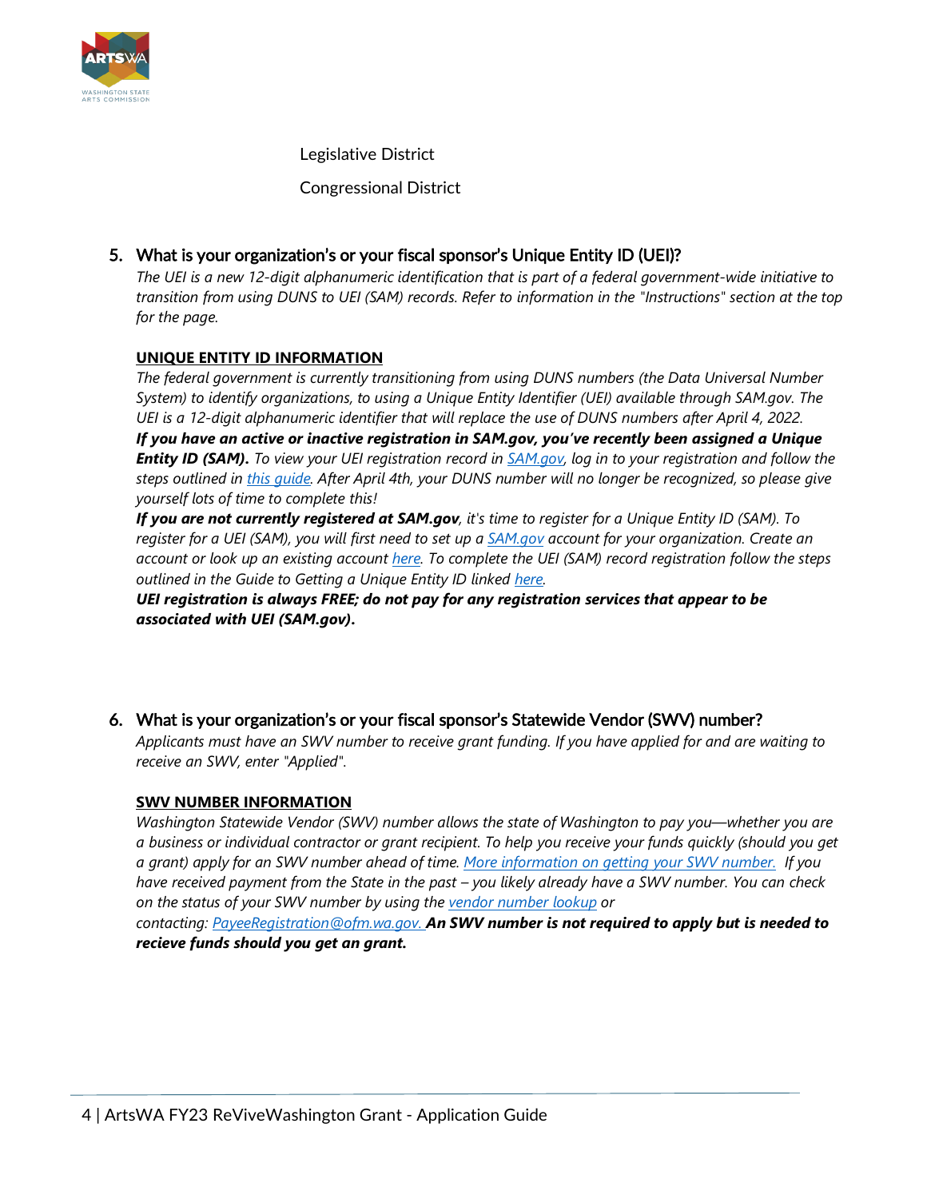Legislative District

Congressional District

5. **What is your organization's or your fiscal sponsor's Unique Entity ID (UEI)?**
   *The UEI is a new 12-digit alphanumeric identification that is part of a federal government-wide initiative to transition from using DUNS to UEI (SAM) records. Refer to information in the "Instructions" section at the top for the page.*

   **UNIQUE ENTITY ID INFORMATION**
   *The federal government is currently transitioning from using DUNS numbers (the Data Universal Number System) to identify organizations, to using a Unique Entity Identifier (UEI) available through SAM.gov. The UEI is a 12-digit alphanumeric identifier that will replace the use of DUNS numbers after April 4, 2022.*
   ***If you have an active or inactive registration in SAM.gov, you've recently been assigned a Unique Entity ID (SAM).*** *To view your UEI registration record in SAM.gov, log in to your registration and follow the steps outlined in this guide. After April 4th, your DUNS number will no longer be recognized, so please give yourself lots of time to complete this!*
   ***If you are not currently registered at SAM.gov****, it's time to register for a Unique Entity ID (SAM). To register for a UEI (SAM), you will first need to set up a SAM.gov account for your organization. Create an account or look up an existing account here. To complete the UEI (SAM) record registration follow the steps outlined in the Guide to Getting a Unique Entity ID linked here.*
   ***UEI registration is always FREE; do not pay for any registration services that appear to be associated with UEI (SAM.gov).***

6. **What is your organization's or your fiscal sponsor's Statewide Vendor (SWV) number?**
   *Applicants must have an SWV number to receive grant funding. If you have applied for and are waiting to receive an SWV, enter "Applied".*

   **SWV NUMBER INFORMATION**
   *Washington Statewide Vendor (SWV) number allows the state of Washington to pay you—whether you are a business or individual contractor or grant recipient. To help you receive your funds quickly (should you get a grant) apply for an SWV number ahead of time. More information on getting your SWV number. If you have received payment from the State in the past – you likely already have a SWV number. You can check on the status of your SWV number by using the vendor number lookup or contacting: PayeeRegistration@ofm.wa.gov.* ***An SWV number is not required to apply but is needed to recieve funds should you get an grant.***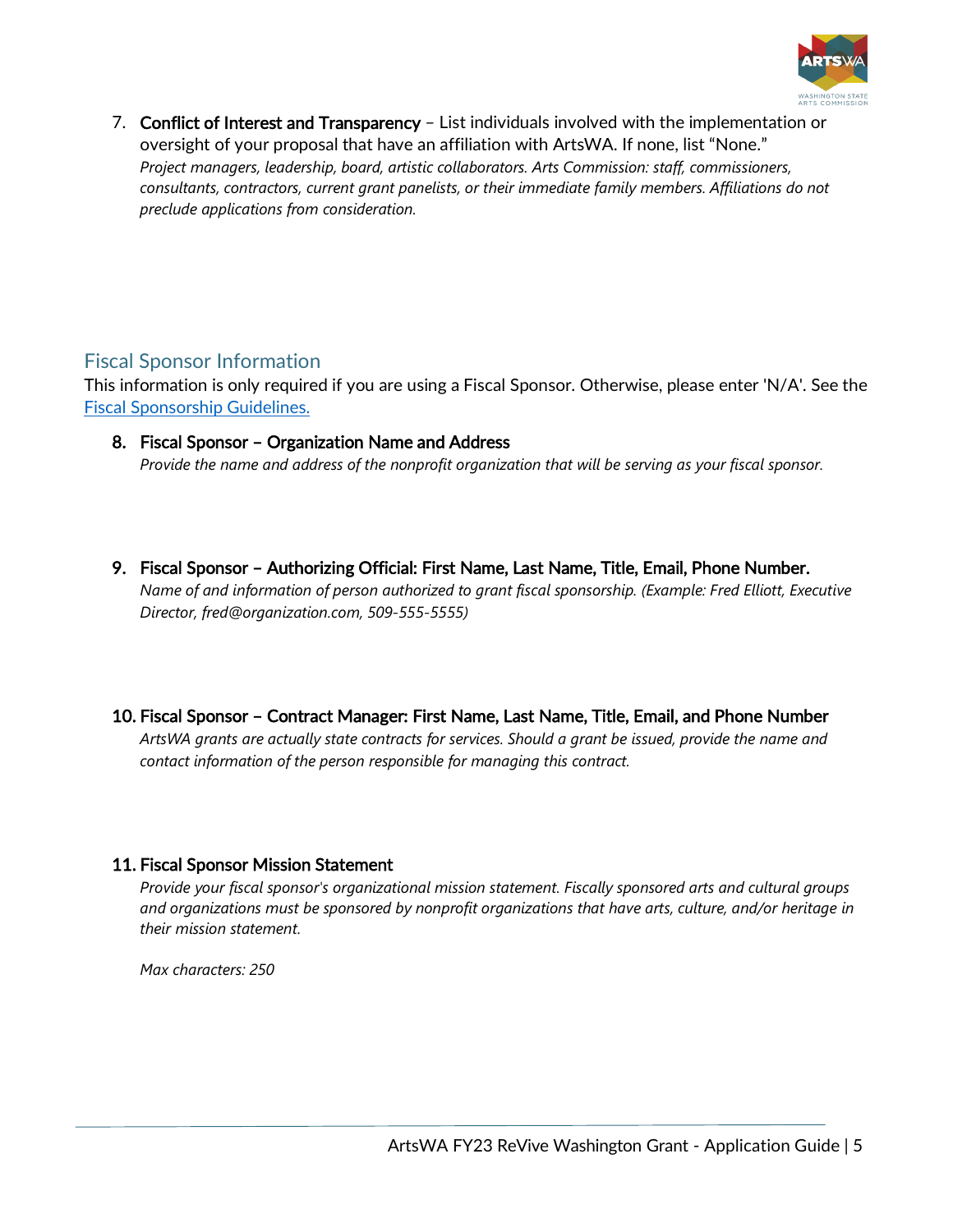7. **Conflict of Interest and Transparency** – List individuals involved with the implementation or oversight of your proposal that have an affiliation with ArtsWA. If none, list "None."
   *Project managers, leadership, board, artistic collaborators. Arts Commission: staff, commissioners, consultants, contractors, current grant panelists, or their immediate family members. Affiliations do not preclude applications from consideration.*

## Fiscal Sponsor Information

This information is only required if you are using a Fiscal Sponsor. Otherwise, please enter 'N/A'. See the [Fiscal Sponsorship Guidelines.]()

8. **Fiscal Sponsor – Organization Name and Address**
   *Provide the name and address of the nonprofit organization that will be serving as your fiscal sponsor.*

9. **Fiscal Sponsor – Authorizing Official: First Name, Last Name, Title, Email, Phone Number.**
   *Name of and information of person authorized to grant fiscal sponsorship. (Example: Fred Elliott, Executive Director, fred@organization.com, 509-555-5555)*

10. **Fiscal Sponsor – Contract Manager: First Name, Last Name, Title, Email, and Phone Number**
    *ArtsWA grants are actually state contracts for services. Should a grant be issued, provide the name and contact information of the person responsible for managing this contract.*

11. **Fiscal Sponsor Mission Statement**
    *Provide your fiscal sponsor's organizational mission statement. Fiscally sponsored arts and cultural groups and organizations must be sponsored by nonprofit organizations that have arts, culture, and/or heritage in their mission statement.*

    *Max characters: 250*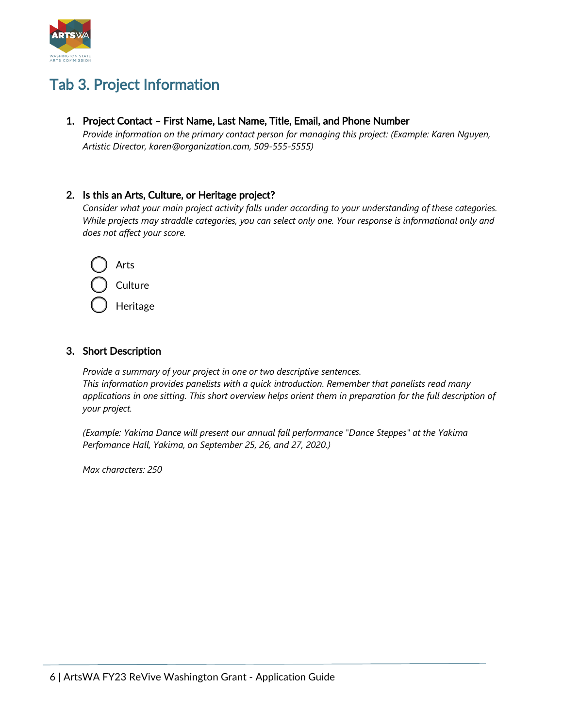# Tab 3. Project Information

1. **Project Contact – First Name, Last Name, Title, Email, and Phone Number**
   *Provide information on the primary contact person for managing this project: (Example: Karen Nguyen, Artistic Director, karen@organization.com, 509-555-5555)*

2. **Is this an Arts, Culture, or Heritage project?**
   *Consider what your main project activity falls under according to your understanding of these categories. While projects may straddle categories, you can select only one. Your response is informational only and does not affect your score.*

   - ◯ Arts
   - ◯ Culture
   - ◯ Heritage

3. **Short Description**

   *Provide a summary of your project in one or two descriptive sentences. This information provides panelists with a quick introduction. Remember that panelists read many applications in one sitting. This short overview helps orient them in preparation for the full description of your project.*

   *(Example: Yakima Dance will present our annual fall performance "Dance Steppes" at the Yakima Perfomance Hall, Yakima, on September 25, 26, and 27, 2020.)*

   *Max characters: 250*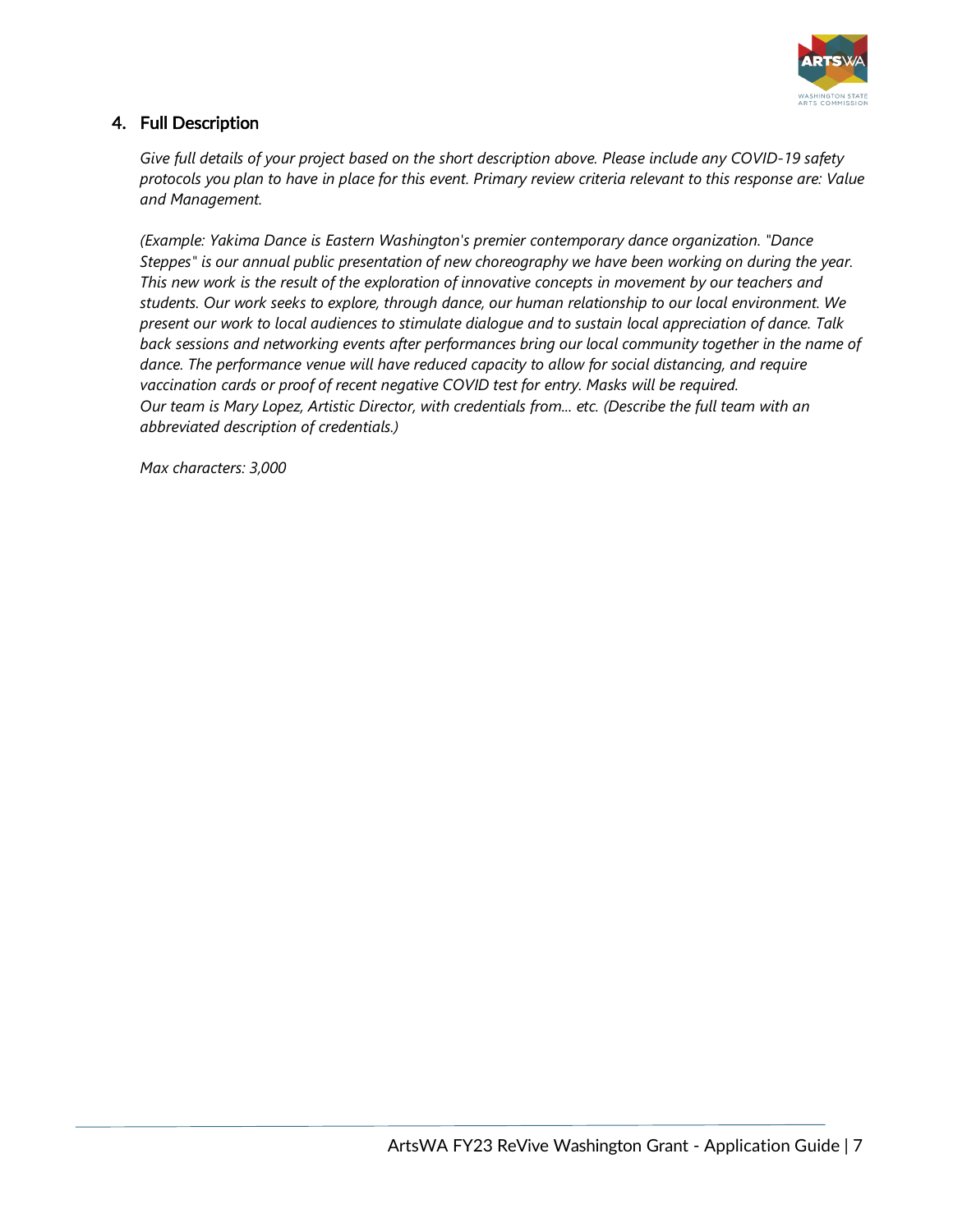## 4. Full Description

*Give full details of your project based on the short description above. Please include any COVID-19 safety protocols you plan to have in place for this event. Primary review criteria relevant to this response are: Value and Management.*

*(Example: Yakima Dance is Eastern Washington's premier contemporary dance organization. "Dance Steppes" is our annual public presentation of new choreography we have been working on during the year. This new work is the result of the exploration of innovative concepts in movement by our teachers and students. Our work seeks to explore, through dance, our human relationship to our local environment. We present our work to local audiences to stimulate dialogue and to sustain local appreciation of dance. Talk back sessions and networking events after performances bring our local community together in the name of dance. The performance venue will have reduced capacity to allow for social distancing, and require vaccination cards or proof of recent negative COVID test for entry. Masks will be required.*
*Our team is Mary Lopez, Artistic Director, with credentials from... etc. (Describe the full team with an abbreviated description of credentials.)*

*Max characters: 3,000*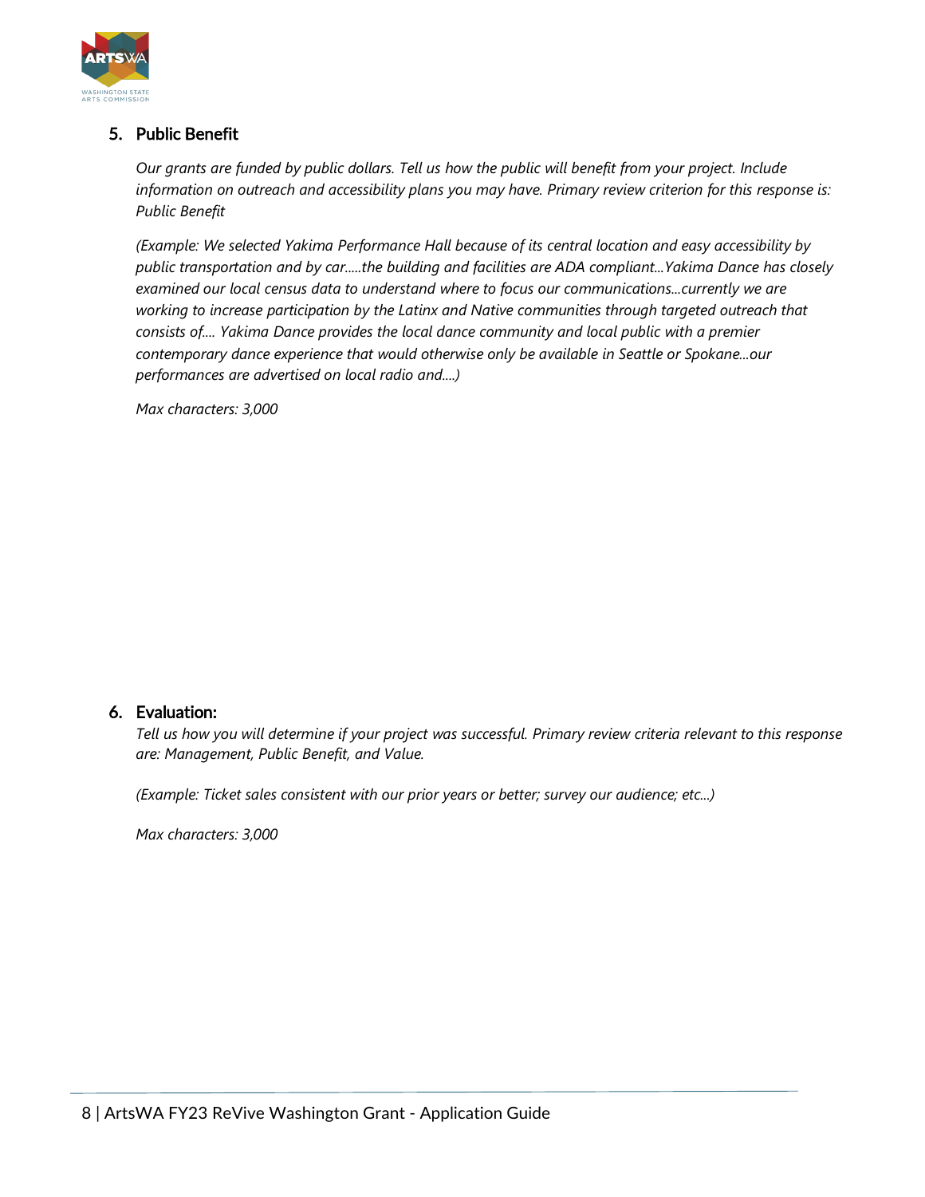## 5. Public Benefit

*Our grants are funded by public dollars. Tell us how the public will benefit from your project. Include information on outreach and accessibility plans you may have. Primary review criterion for this response is: Public Benefit*

*(Example: We selected Yakima Performance Hall because of its central location and easy accessibility by public transportation and by car.....the building and facilities are ADA compliant...Yakima Dance has closely examined our local census data to understand where to focus our communications...currently we are working to increase participation by the Latinx and Native communities through targeted outreach that consists of.... Yakima Dance provides the local dance community and local public with a premier contemporary dance experience that would otherwise only be available in Seattle or Spokane...our performances are advertised on local radio and....)*

*Max characters: 3,000*

## 6. Evaluation:

*Tell us how you will determine if your project was successful. Primary review criteria relevant to this response are: Management, Public Benefit, and Value.*

*(Example: Ticket sales consistent with our prior years or better; survey our audience; etc...)*

*Max characters: 3,000*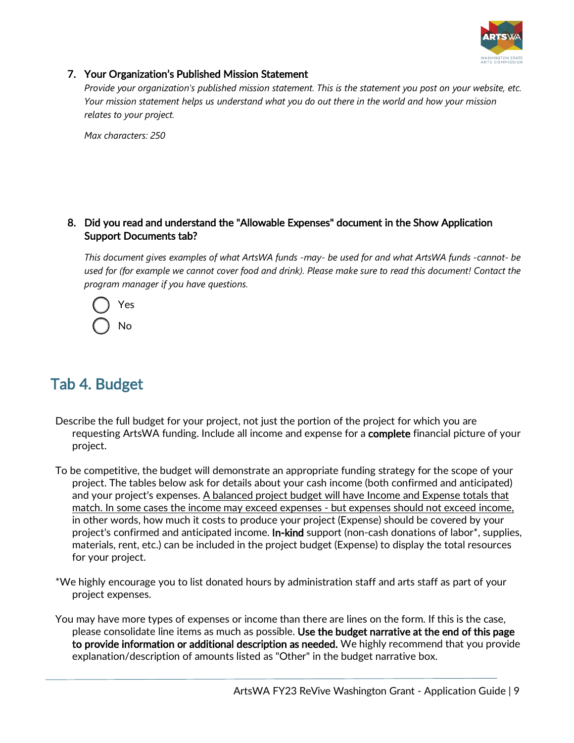7. **Your Organization's Published Mission Statement**

   *Provide your organization's published mission statement. This is the statement you post on your website, etc. Your mission statement helps us understand what you do out there in the world and how your mission relates to your project.*

   *Max characters: 250*

8. **Did you read and understand the "Allowable Expenses" document in the Show Application Support Documents tab?**

   *This document gives examples of what ArtsWA funds -may- be used for and what ArtsWA funds -cannot- be used for (for example we cannot cover food and drink). Please make sure to read this document! Contact the program manager if you have questions.*

   - Yes
   - No

## Tab 4. Budget

Describe the full budget for your project, not just the portion of the project for which you are requesting ArtsWA funding. Include all income and expense for a **complete** financial picture of your project.

To be competitive, the budget will demonstrate an appropriate funding strategy for the scope of your project. The tables below ask for details about your cash income (both confirmed and anticipated) and your project's expenses. <u>A balanced project budget will have Income and Expense totals that match. In some cases the income may exceed expenses - but expenses should not exceed income,</u> in other words, how much it costs to produce your project (Expense) should be covered by your project's confirmed and anticipated income. **In-kind** support (non-cash donations of labor*, supplies, materials, rent, etc.) can be included in the project budget (Expense) to display the total resources for your project.

*We highly encourage you to list donated hours by administration staff and arts staff as part of your project expenses.

You may have more types of expenses or income than there are lines on the form. If this is the case, please consolidate line items as much as possible. **Use the budget narrative at the end of this page to provide information or additional description as needed.** We highly recommend that you provide explanation/description of amounts listed as "Other" in the budget narrative box.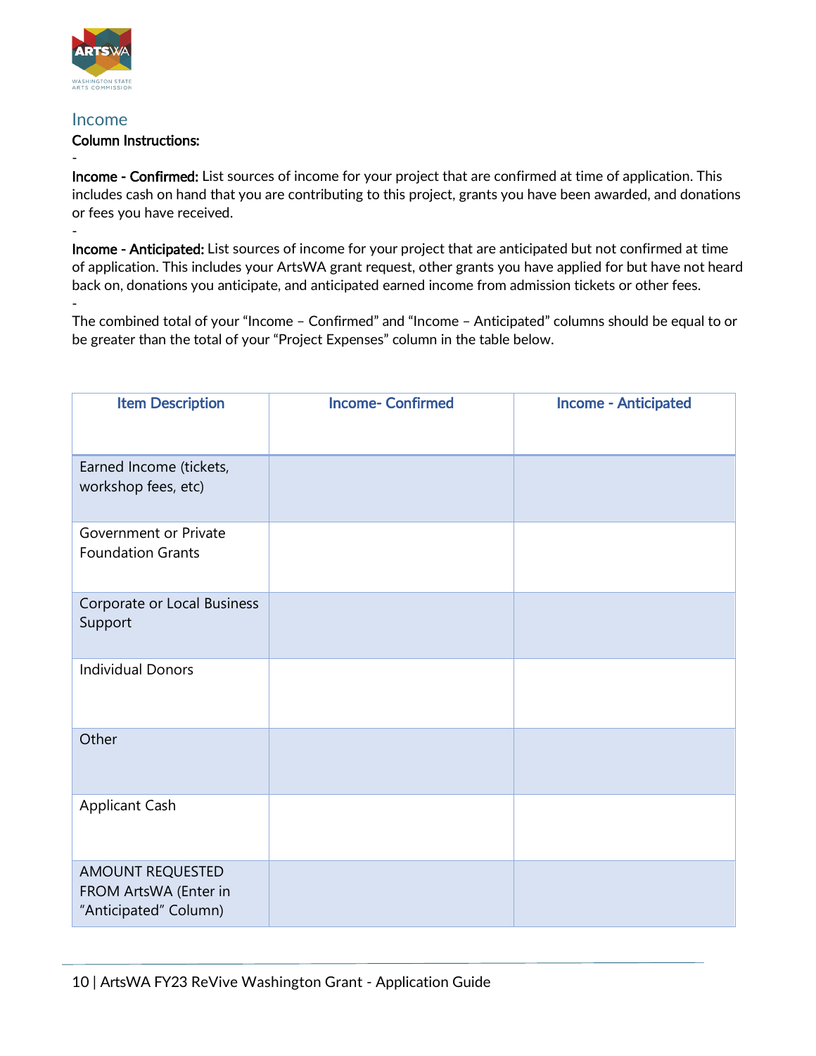## Income

**Column Instructions:**

-

**Income - Confirmed:** List sources of income for your project that are confirmed at time of application. This includes cash on hand that you are contributing to this project, grants you have been awarded, and donations or fees you have received.

-

**Income - Anticipated:** List sources of income for your project that are anticipated but not confirmed at time of application. This includes your ArtsWA grant request, other grants you have applied for but have not heard back on, donations you anticipate, and anticipated earned income from admission tickets or other fees.

-

The combined total of your "Income – Confirmed" and "Income – Anticipated" columns should be equal to or be greater than the total of your "Project Expenses" column in the table below.

| Item Description | Income- Confirmed | Income - Anticipated |
|---|---|---|
| Earned Income (tickets, workshop fees, etc) | | |
| Government or Private Foundation Grants | | |
| Corporate or Local Business Support | | |
| Individual Donors | | |
| Other | | |
| Applicant Cash | | |
| AMOUNT REQUESTED FROM ArtsWA (Enter in "Anticipated" Column) | | |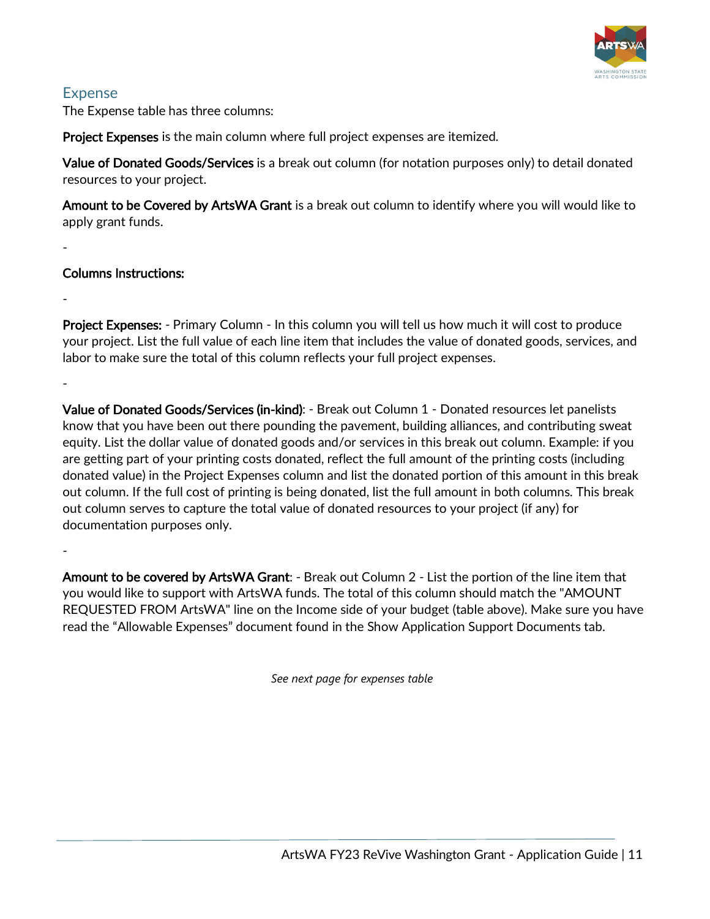## Expense

The Expense table has three columns:

**Project Expenses** is the main column where full project expenses are itemized.

**Value of Donated Goods/Services** is a break out column (for notation purposes only) to detail donated resources to your project.

**Amount to be Covered by ArtsWA Grant** is a break out column to identify where you will would like to apply grant funds.

-

**Columns Instructions:**

-

**Project Expenses:** - Primary Column - In this column you will tell us how much it will cost to produce your project. List the full value of each line item that includes the value of donated goods, services, and labor to make sure the total of this column reflects your full project expenses.

-

**Value of Donated Goods/Services (in-kind)**: - Break out Column 1 - Donated resources let panelists know that you have been out there pounding the pavement, building alliances, and contributing sweat equity. List the dollar value of donated goods and/or services in this break out column. Example: if you are getting part of your printing costs donated, reflect the full amount of the printing costs (including donated value) in the Project Expenses column and list the donated portion of this amount in this break out column. If the full cost of printing is being donated, list the full amount in both columns. This break out column serves to capture the total value of donated resources to your project (if any) for documentation purposes only.

-

**Amount to be covered by ArtsWA Grant**: - Break out Column 2 - List the portion of the line item that you would like to support with ArtsWA funds. The total of this column should match the "AMOUNT REQUESTED FROM ArtsWA" line on the Income side of your budget (table above). Make sure you have read the “Allowable Expenses” document found in the Show Application Support Documents tab.

*See next page for expenses table*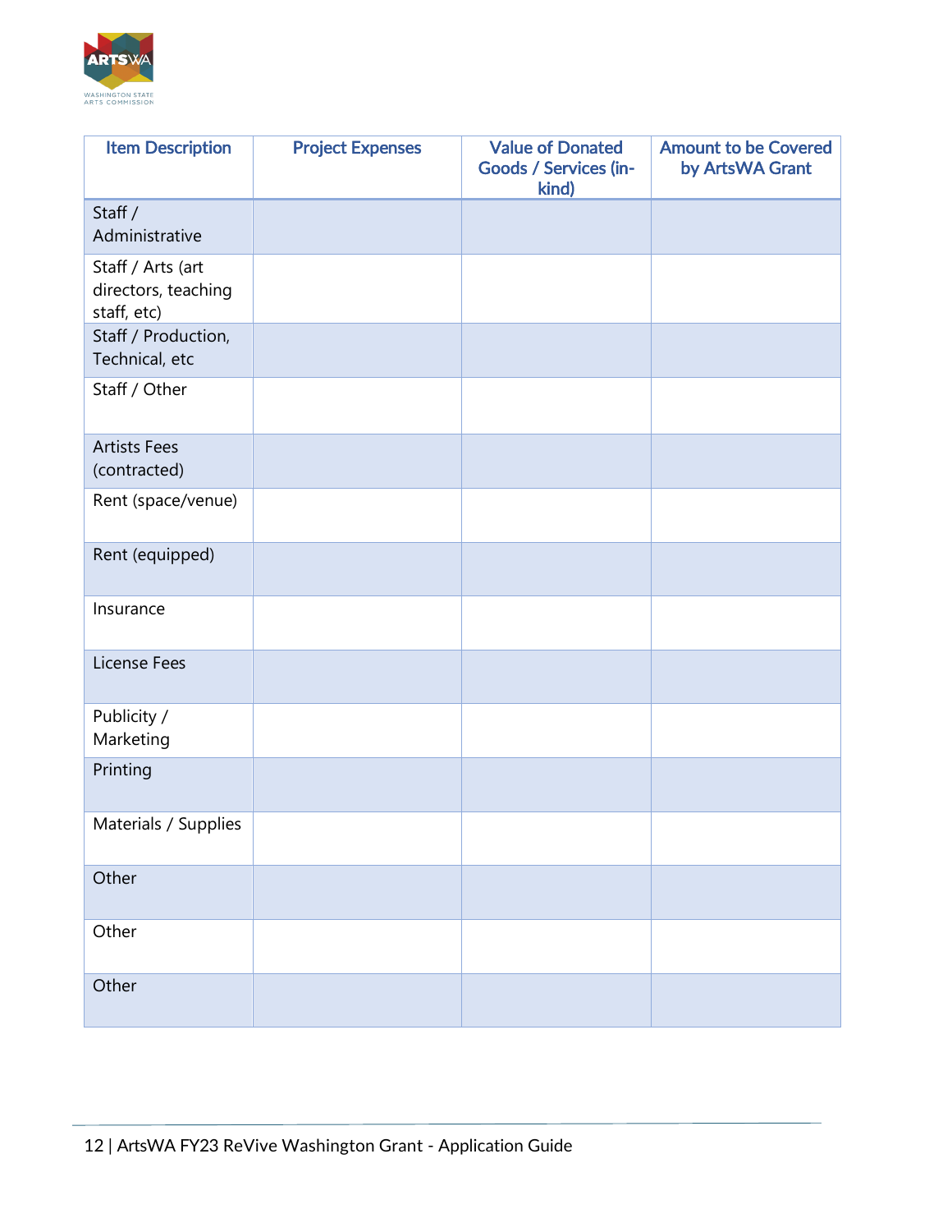| Item Description | Project Expenses | Value of Donated Goods / Services (in-kind) | Amount to be Covered by ArtsWA Grant |
| --- | --- | --- | --- |
| Staff / Administrative | | | |
| Staff / Arts (art directors, teaching staff, etc) | | | |
| Staff / Production, Technical, etc | | | |
| Staff / Other | | | |
| Artists Fees (contracted) | | | |
| Rent (space/venue) | | | |
| Rent (equipped) | | | |
| Insurance | | | |
| License Fees | | | |
| Publicity / Marketing | | | |
| Printing | | | |
| Materials / Supplies | | | |
| Other | | | |
| Other | | | |
| Other | | | |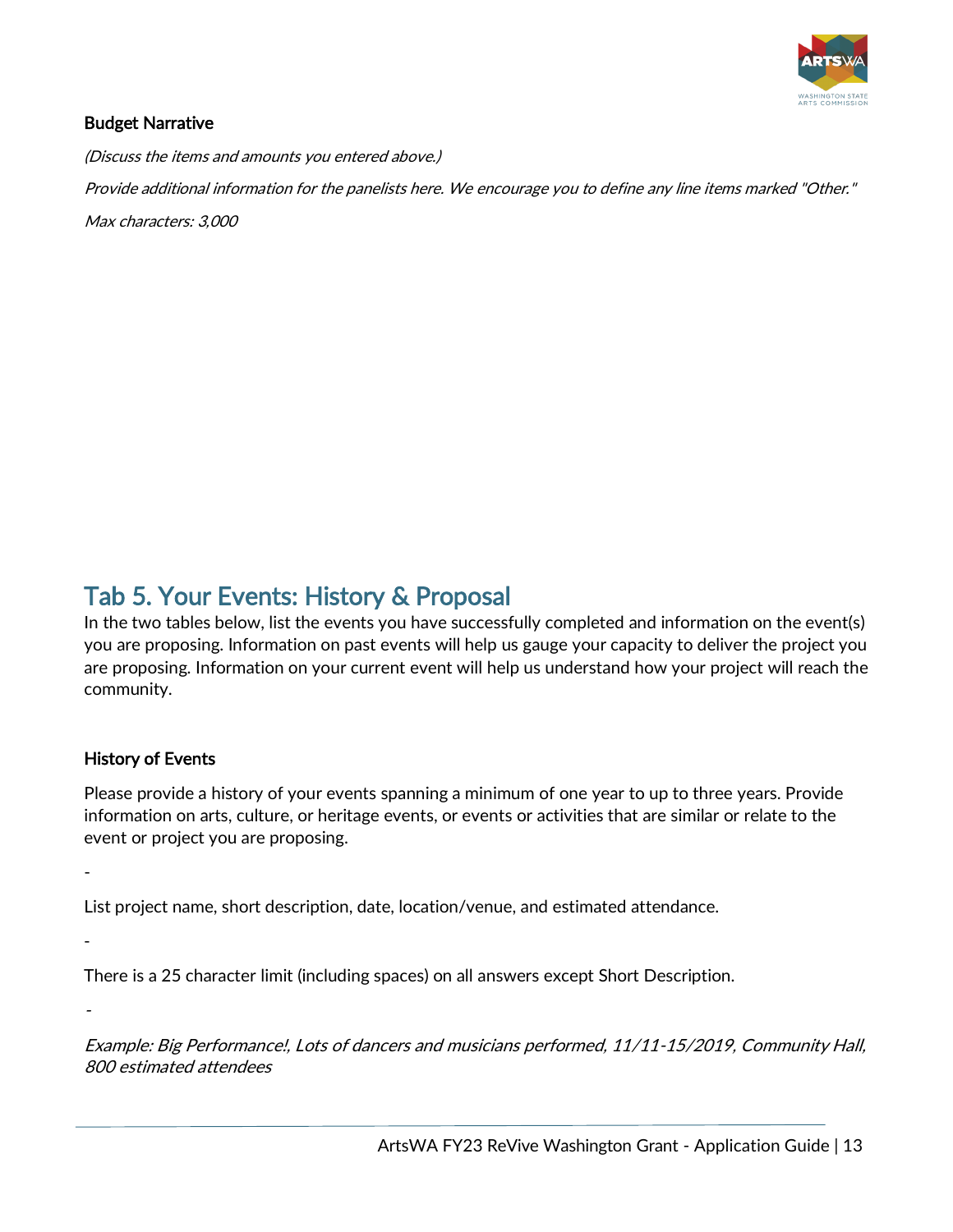### Budget Narrative

*(Discuss the items and amounts you entered above.)*

*Provide additional information for the panelists here. We encourage you to define any line items marked "Other."*

*Max characters: 3,000*

## Tab 5. Your Events: History & Proposal

In the two tables below, list the events you have successfully completed and information on the event(s) you are proposing. Information on past events will help us gauge your capacity to deliver the project you are proposing. Information on your current event will help us understand how your project will reach the community.

### History of Events

Please provide a history of your events spanning a minimum of one year to up to three years. Provide information on arts, culture, or heritage events, or events or activities that are similar or relate to the event or project you are proposing.

-

List project name, short description, date, location/venue, and estimated attendance.

-

There is a 25 character limit (including spaces) on all answers except Short Description.

-

*Example: Big Performance!, Lots of dancers and musicians performed, 11/11-15/2019, Community Hall, 800 estimated attendees*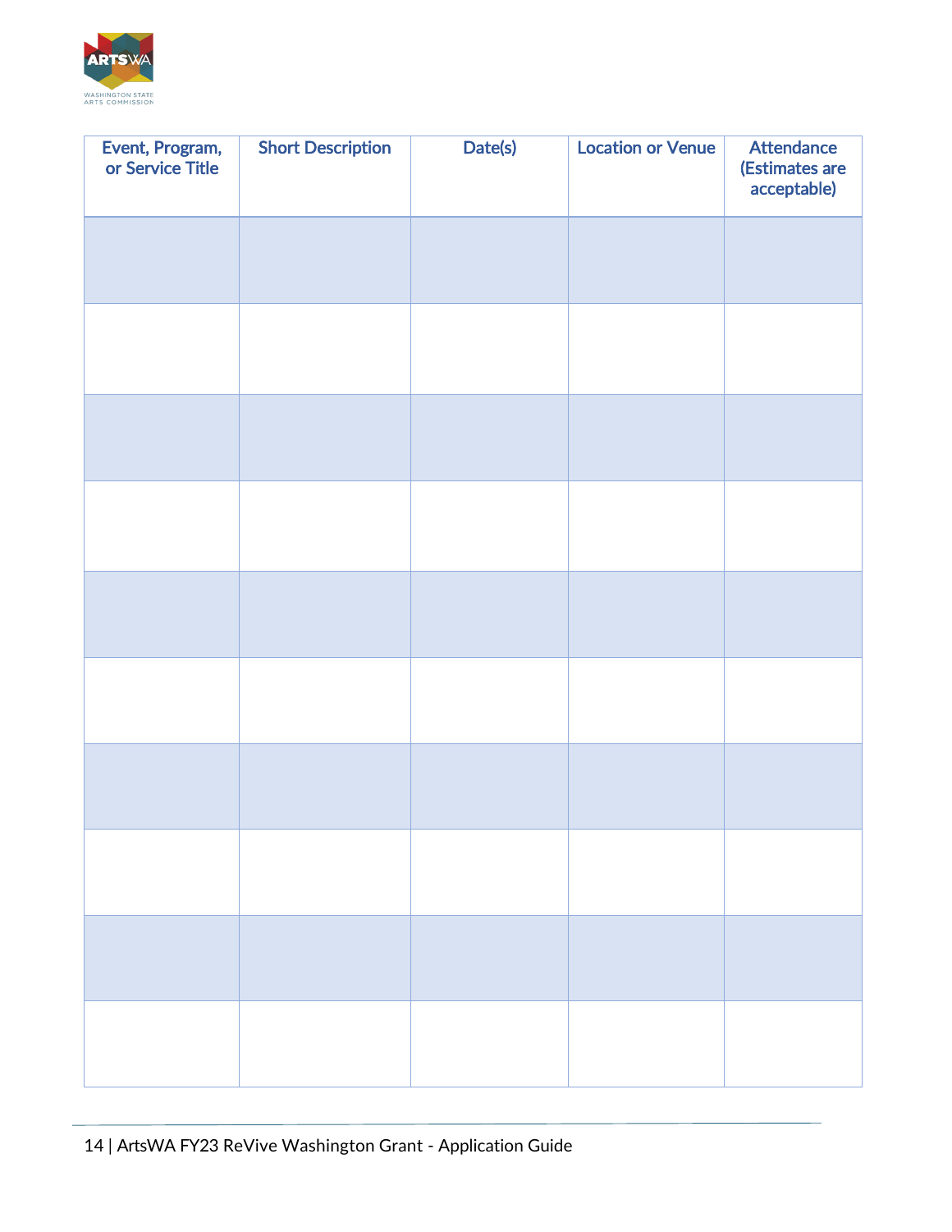| Event, Program, or Service Title | Short Description | Date(s) | Location or Venue | Attendance (Estimates are acceptable) |
| --- | --- | --- | --- | --- |
| | | | | |
| | | | | |
| | | | | |
| | | | | |
| | | | | |
| | | | | |
| | | | | |
| | | | | |
| | | | | |
| | | | | |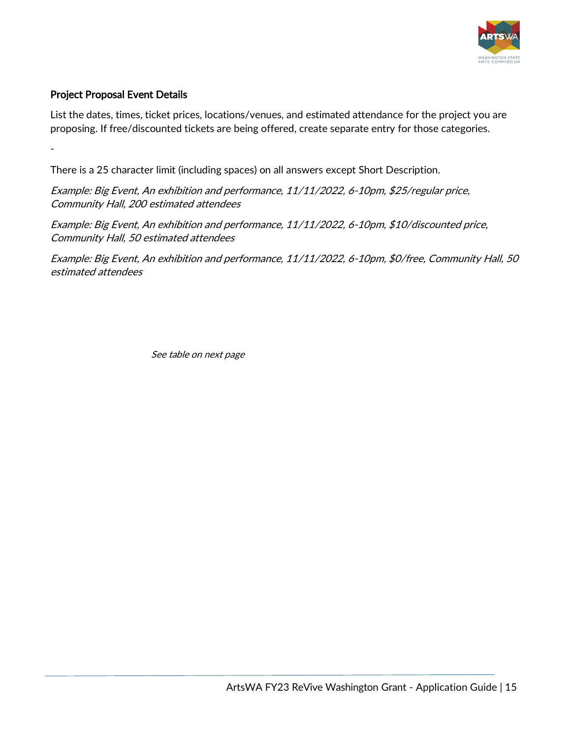### Project Proposal Event Details

List the dates, times, ticket prices, locations/venues, and estimated attendance for the project you are proposing. If free/discounted tickets are being offered, create separate entry for those categories.

-

There is a 25 character limit (including spaces) on all answers except Short Description.

*Example: Big Event, An exhibition and performance, 11/11/2022, 6-10pm, $25/regular price, Community Hall, 200 estimated attendees*

*Example: Big Event, An exhibition and performance, 11/11/2022, 6-10pm, $10/discounted price, Community Hall, 50 estimated attendees*

*Example: Big Event, An exhibition and performance, 11/11/2022, 6-10pm, $0/free, Community Hall, 50 estimated attendees*

*See table on next page*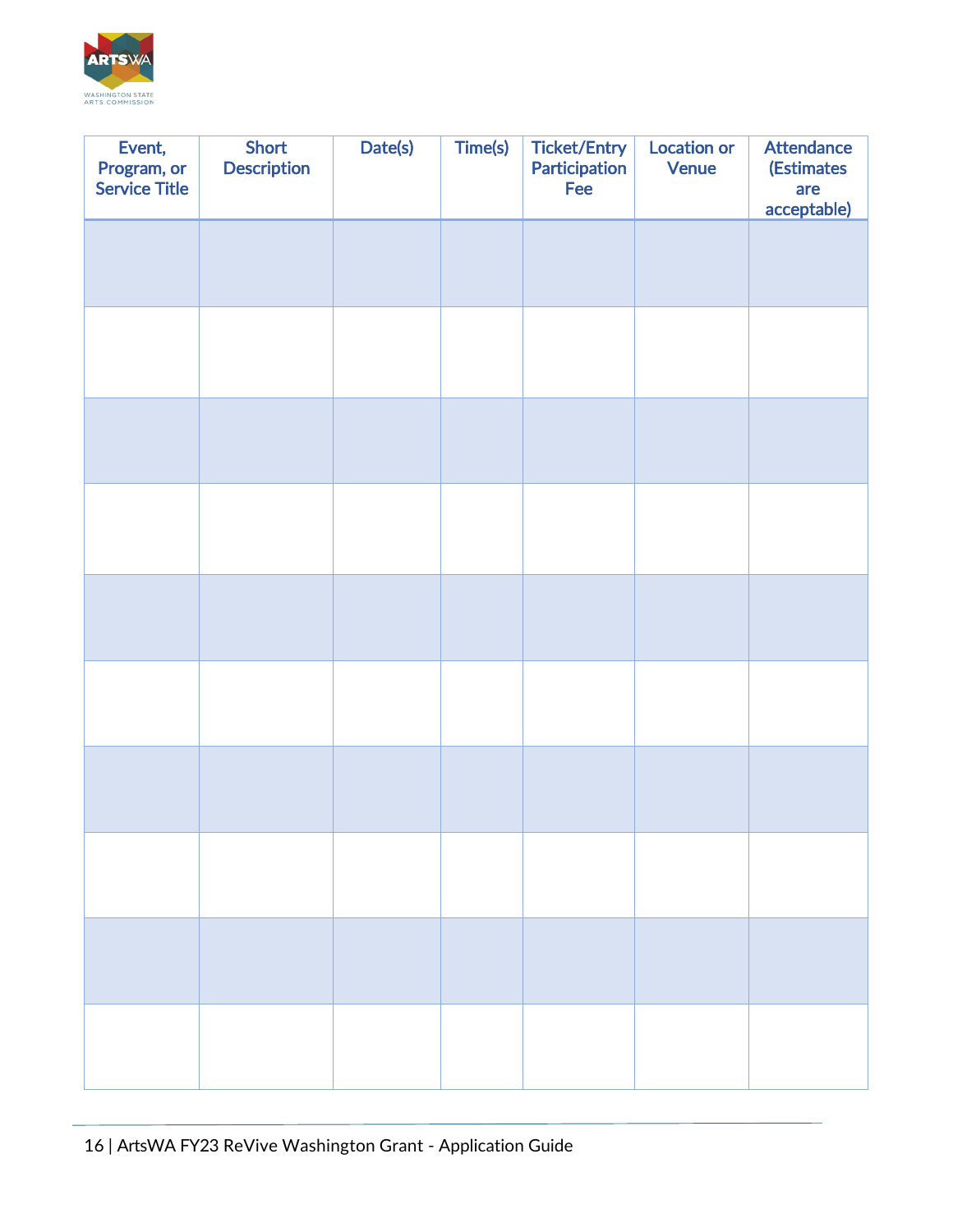| Event, Program, or Service Title | Short Description | Date(s) | Time(s) | Ticket/Entry Participation Fee | Location or Venue | Attendance (Estimates are acceptable) |
|---|---|---|---|---|---|---|
| | | | | | | |
| | | | | | | |
| | | | | | | |
| | | | | | | |
| | | | | | | |
| | | | | | | |
| | | | | | | |
| | | | | | | |
| | | | | | | |
| | | | | | | |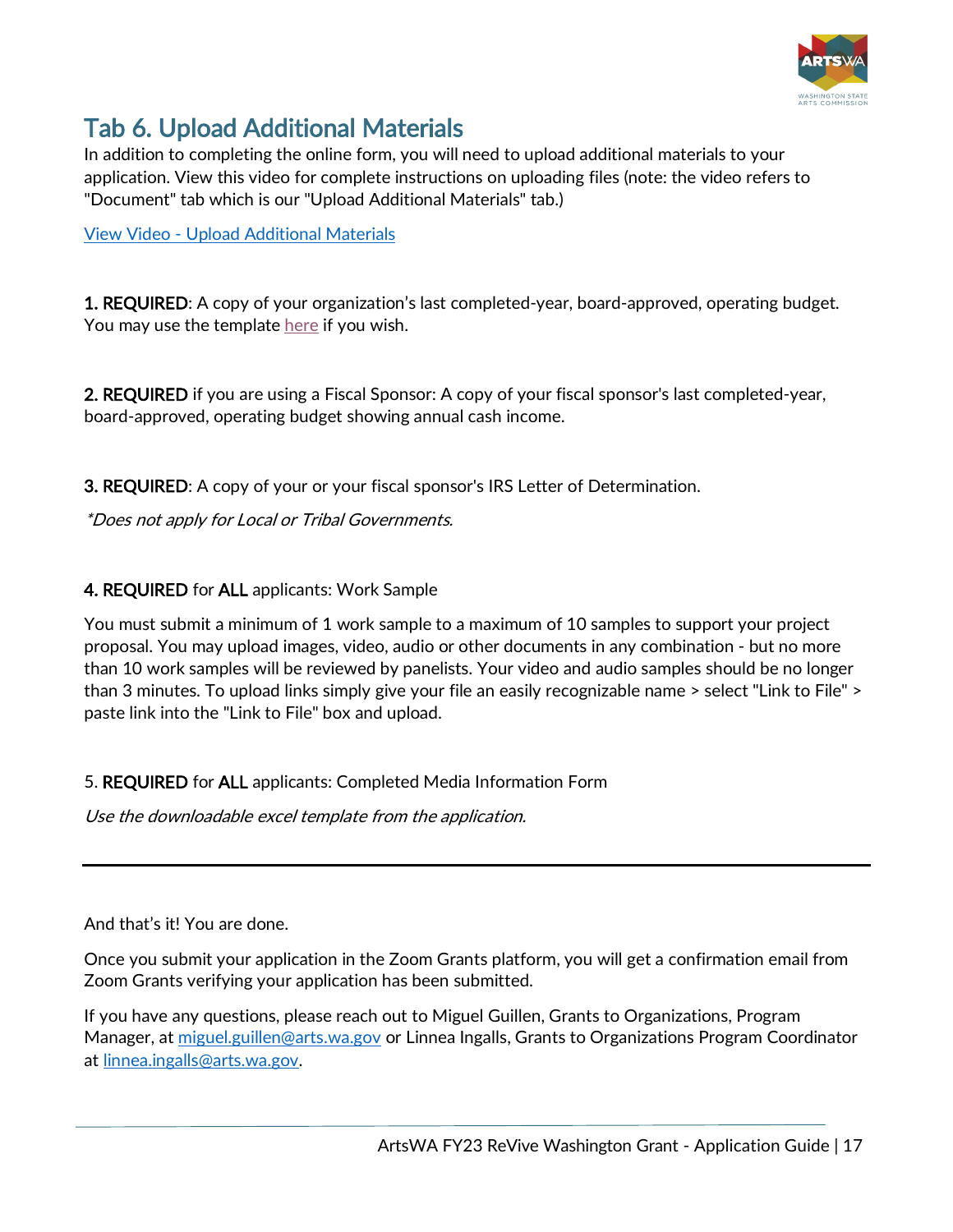## Tab 6. Upload Additional Materials

In addition to completing the online form, you will need to upload additional materials to your application. View this video for complete instructions on uploading files (note: the video refers to "Document" tab which is our "Upload Additional Materials" tab.)

[View Video - Upload Additional Materials]

**1. REQUIRED**: A copy of your organization's last completed-year, board-approved, operating budget. You may use the template here if you wish.

**2. REQUIRED** if you are using a Fiscal Sponsor: A copy of your fiscal sponsor's last completed-year, board-approved, operating budget showing annual cash income.

**3. REQUIRED**: A copy of your or your fiscal sponsor's IRS Letter of Determination.

*\*Does not apply for Local or Tribal Governments.*

**4. REQUIRED** for **ALL** applicants: Work Sample

You must submit a minimum of 1 work sample to a maximum of 10 samples to support your project proposal. You may upload images, video, audio or other documents in any combination - but no more than 10 work samples will be reviewed by panelists. Your video and audio samples should be no longer than 3 minutes. To upload links simply give your file an easily recognizable name > select "Link to File" > paste link into the "Link to File" box and upload.

5. **REQUIRED** for **ALL** applicants: Completed Media Information Form

*Use the downloadable excel template from the application.*

---

And that's it! You are done.

Once you submit your application in the Zoom Grants platform, you will get a confirmation email from Zoom Grants verifying your application has been submitted.

If you have any questions, please reach out to Miguel Guillen, Grants to Organizations, Program Manager, at miguel.guillen@arts.wa.gov or Linnea Ingalls, Grants to Organizations Program Coordinator at linnea.ingalls@arts.wa.gov.